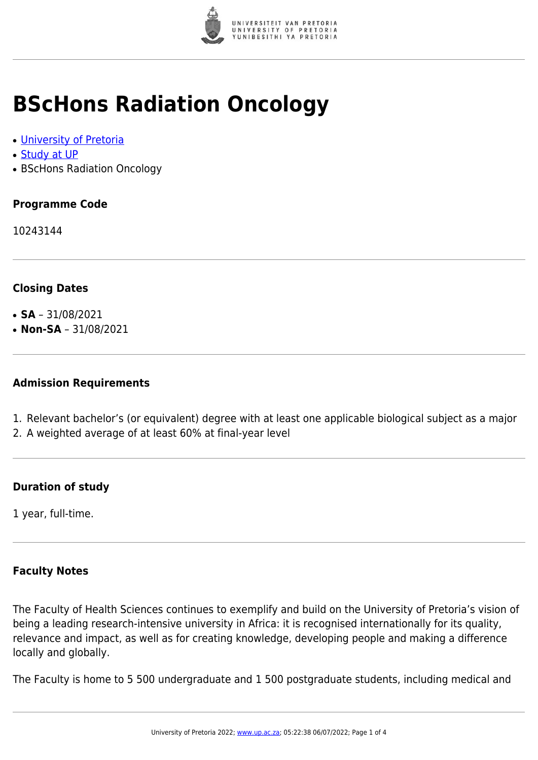# BScHons Radiation Oncology

- University of Pretoria
- Study at UP
- BScHons Radiation Oncology

### Programme Code

10243144

### Closing Dates

- **SA** – 31/08/2021
- **Non-SA** – 31/08/2021

### Admission Requirements

1. Relevant bachelor's (or equivalent) degree with at least one applicable biological subject as a major
2. A weighted average of at least 60% at final-year level

### Duration of study

1 year, full-time.

### Faculty Notes

The Faculty of Health Sciences continues to exemplify and build on the University of Pretoria's vision of being a leading research-intensive university in Africa: it is recognised internationally for its quality, relevance and impact, as well as for creating knowledge, developing people and making a difference locally and globally.

The Faculty is home to 5 500 undergraduate and 1 500 postgraduate students, including medical and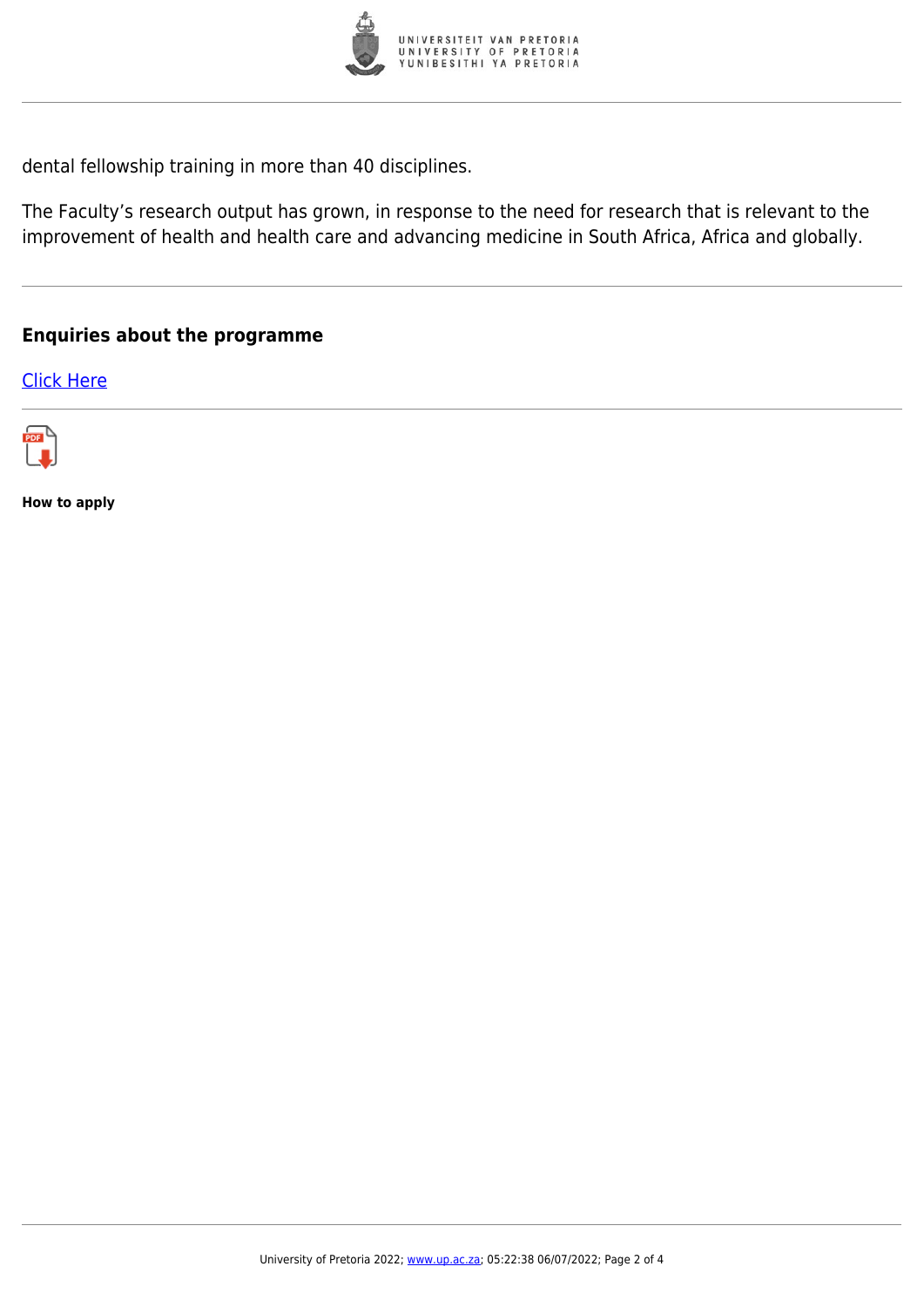dental fellowship training in more than 40 disciplines.

The Faculty's research output has grown, in response to the need for research that is relevant to the improvement of health and health care and advancing medicine in South Africa, Africa and globally.

## Enquiries about the programme

[Click Here]

**How to apply**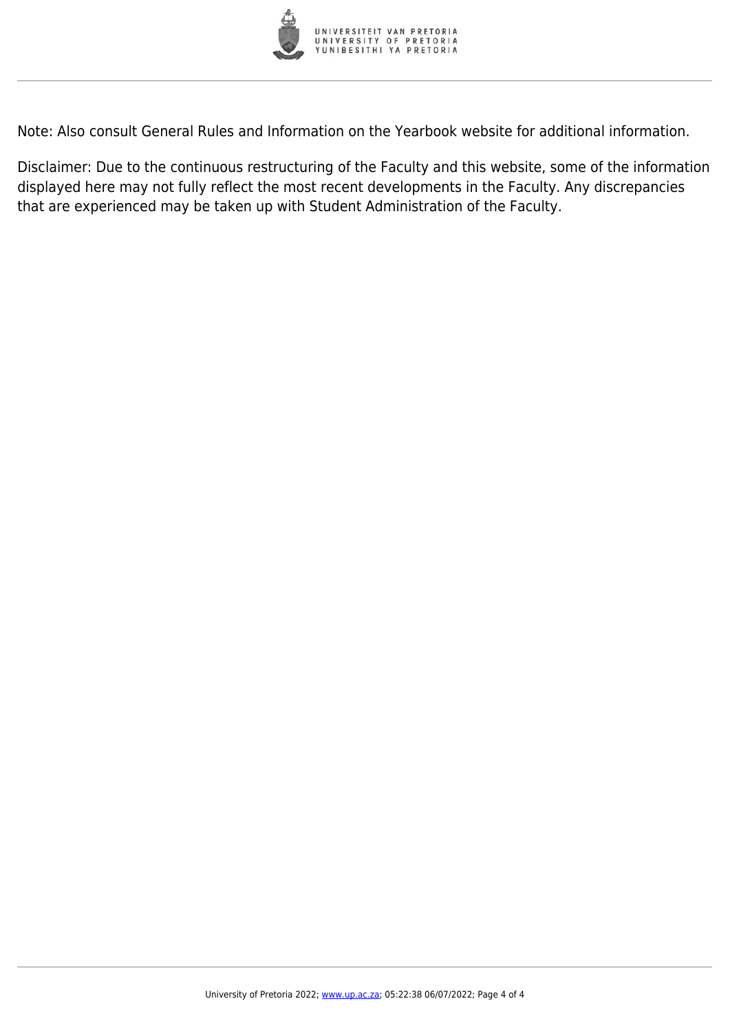Note: Also consult General Rules and Information on the Yearbook website for additional information.

Disclaimer: Due to the continuous restructuring of the Faculty and this website, some of the information displayed here may not fully reflect the most recent developments in the Faculty. Any discrepancies that are experienced may be taken up with Student Administration of the Faculty.